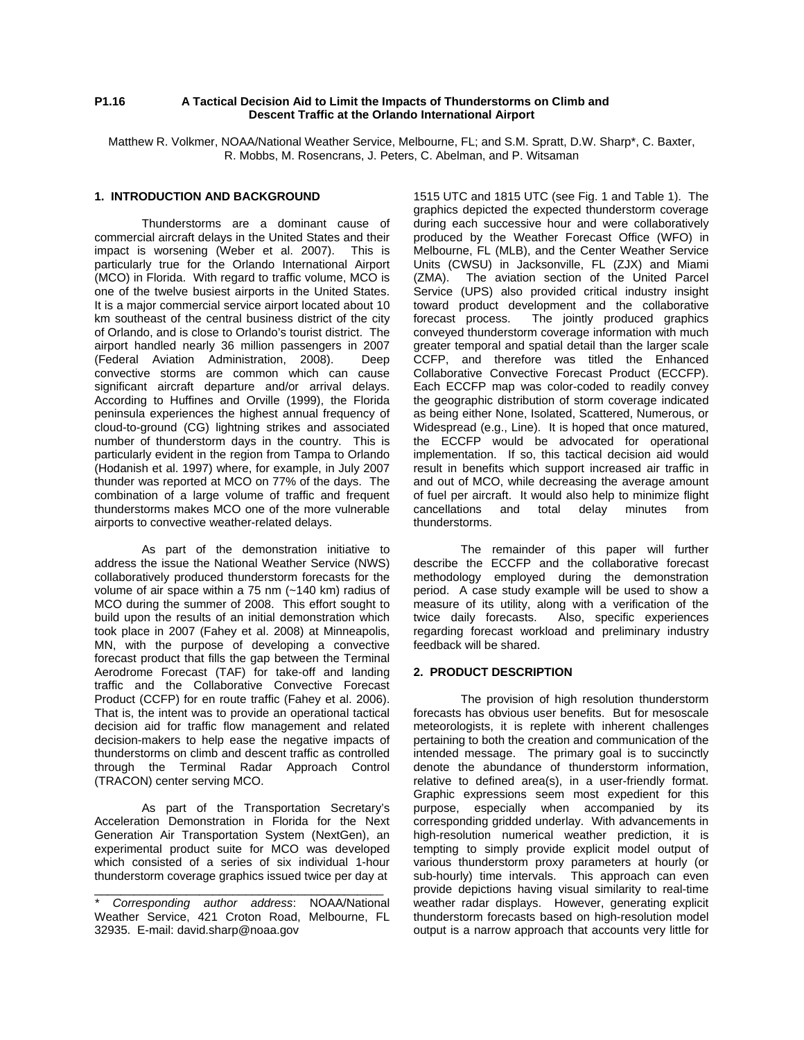# P1.16 A Tactical Decision Aid to Limit the Impacts of Thunderstorms on Climb and Descent Traffic at the Orlando International Airport

Matthew R. Volkmer, NOAA/National Weather Service, Melbourne, FL; and S.M. Spratt, D.W. Sharp*, C. Baxter, R. Mobbs, M. Rosencrans, J. Peters, C. Abelman, and P. Witsaman

## 1. INTRODUCTION AND BACKGROUND

Thunderstorms are a dominant cause of commercial aircraft delays in the United States and their impact is worsening (Weber et al. 2007). This is particularly true for the Orlando International Airport (MCO) in Florida. With regard to traffic volume, MCO is one of the twelve busiest airports in the United States. It is a major commercial service airport located about 10 km southeast of the central business district of the city of Orlando, and is close to Orlando's tourist district. The airport handled nearly 36 million passengers in 2007 (Federal Aviation Administration, 2008). Deep convective storms are common which can cause significant aircraft departure and/or arrival delays. According to Huffines and Orville (1999), the Florida peninsula experiences the highest annual frequency of cloud-to-ground (CG) lightning strikes and associated number of thunderstorm days in the country. This is particularly evident in the region from Tampa to Orlando (Hodanish et al. 1997) where, for example, in July 2007 thunder was reported at MCO on 77% of the days. The combination of a large volume of traffic and frequent thunderstorms makes MCO one of the more vulnerable airports to convective weather-related delays.

As part of the demonstration initiative to address the issue the National Weather Service (NWS) collaboratively produced thunderstorm forecasts for the volume of air space within a 75 nm (~140 km) radius of MCO during the summer of 2008. This effort sought to build upon the results of an initial demonstration which took place in 2007 (Fahey et al. 2008) at Minneapolis, MN, with the purpose of developing a convective forecast product that fills the gap between the Terminal Aerodrome Forecast (TAF) for take-off and landing traffic and the Collaborative Convective Forecast Product (CCFP) for en route traffic (Fahey et al. 2006). That is, the intent was to provide an operational tactical decision aid for traffic flow management and related decision-makers to help ease the negative impacts of thunderstorms on climb and descent traffic as controlled through the Terminal Radar Approach Control (TRACON) center serving MCO.

As part of the Transportation Secretary's Acceleration Demonstration in Florida for the Next Generation Air Transportation System (NextGen), an experimental product suite for MCO was developed which consisted of a series of six individual 1-hour thunderstorm coverage graphics issued twice per day at 1515 UTC and 1815 UTC (see Fig. 1 and Table 1). The graphics depicted the expected thunderstorm coverage during each successive hour and were collaboratively produced by the Weather Forecast Office (WFO) in Melbourne, FL (MLB), and the Center Weather Service Units (CWSU) in Jacksonville, FL (ZJX) and Miami (ZMA). The aviation section of the United Parcel Service (UPS) also provided critical industry insight toward product development and the collaborative forecast process. The jointly produced graphics conveyed thunderstorm coverage information with much greater temporal and spatial detail than the larger scale CCFP, and therefore was titled the Enhanced Collaborative Convective Forecast Product (ECCFP). Each ECCFP map was color-coded to readily convey the geographic distribution of storm coverage indicated as being either None, Isolated, Scattered, Numerous, or Widespread (e.g., Line). It is hoped that once matured, the ECCFP would be advocated for operational implementation. If so, this tactical decision aid would result in benefits which support increased air traffic in and out of MCO, while decreasing the average amount of fuel per aircraft. It would also help to minimize flight cancellations and total delay minutes from thunderstorms.

The remainder of this paper will further describe the ECCFP and the collaborative forecast methodology employed during the demonstration period. A case study example will be used to show a measure of its utility, along with a verification of the twice daily forecasts. Also, specific experiences regarding forecast workload and preliminary industry feedback will be shared.

## 2. PRODUCT DESCRIPTION

The provision of high resolution thunderstorm forecasts has obvious user benefits. But for mesoscale meteorologists, it is replete with inherent challenges pertaining to both the creation and communication of the intended message. The primary goal is to succinctly denote the abundance of thunderstorm information, relative to defined area(s), in a user-friendly format. Graphic expressions seem most expedient for this purpose, especially when accompanied by its corresponding gridded underlay. With advancements in high-resolution numerical weather prediction, it is tempting to simply provide explicit model output of various thunderstorm proxy parameters at hourly (or sub-hourly) time intervals. This approach can even provide depictions having visual similarity to real-time weather radar displays. However, generating explicit thunderstorm forecasts based on high-resolution model output is a narrow approach that accounts very little for

---

\* *Corresponding author address*: NOAA/National Weather Service, 421 Croton Road, Melbourne, FL 32935. E-mail: david.sharp@noaa.gov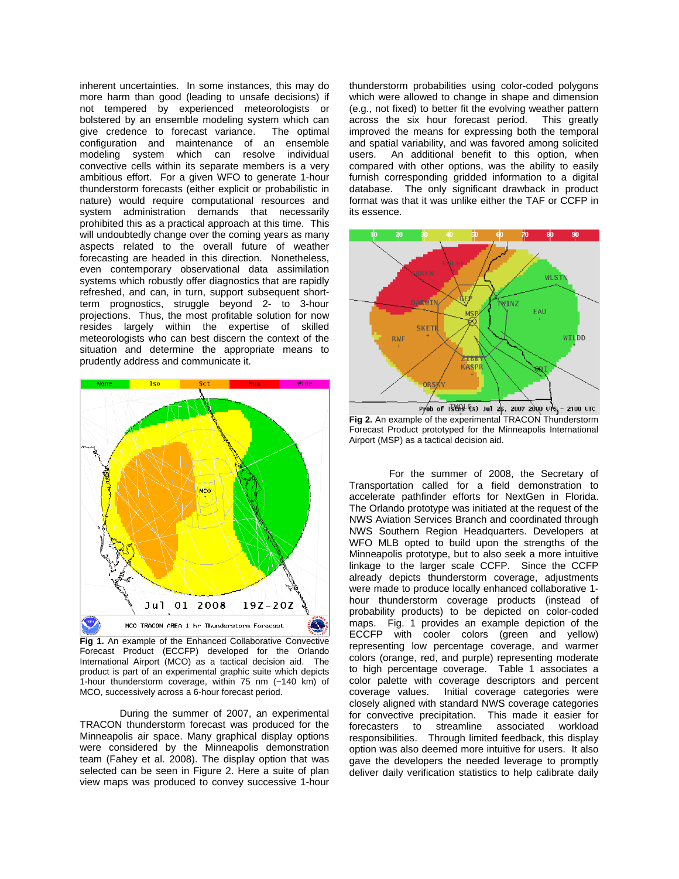inherent uncertainties. In some instances, this may do more harm than good (leading to unsafe decisions) if not tempered by experienced meteorologists or bolstered by an ensemble modeling system which can give credence to forecast variance. The optimal configuration and maintenance of an ensemble modeling system which can resolve individual convective cells within its separate members is a very ambitious effort. For a given WFO to generate 1-hour thunderstorm forecasts (either explicit or probabilistic in nature) would require computational resources and system administration demands that necessarily prohibited this as a practical approach at this time. This will undoubtedly change over the coming years as many aspects related to the overall future of weather forecasting are headed in this direction. Nonetheless, even contemporary observational data assimilation systems which robustly offer diagnostics that are rapidly refreshed, and can, in turn, support subsequent short-term prognostics, struggle beyond 2- to 3-hour projections. Thus, the most profitable solution for now resides largely within the expertise of skilled meteorologists who can best discern the context of the situation and determine the appropriate means to prudently address and communicate it.

**Fig 1.** An example of the Enhanced Collaborative Convective Forecast Product (ECCFP) developed for the Orlando International Airport (MCO) as a tactical decision aid. The product is part of an experimental graphic suite which depicts 1-hour thunderstorm coverage, within 75 nm (~140 km) of MCO, successively across a 6-hour forecast period.

During the summer of 2007, an experimental TRACON thunderstorm forecast was produced for the Minneapolis air space. Many graphical display options were considered by the Minneapolis demonstration team (Fahey et al. 2008). The display option that was selected can be seen in Figure 2. Here a suite of plan view maps was produced to convey successive 1-hour thunderstorm probabilities using color-coded polygons which were allowed to change in shape and dimension (e.g., not fixed) to better fit the evolving weather pattern across the six hour forecast period. This greatly improved the means for expressing both the temporal and spatial variability, and was favored among solicited users. An additional benefit to this option, when compared with other options, was the ability to easily furnish corresponding gridded information to a digital database. The only significant drawback in product format was that it was unlike either the TAF or CCFP in its essence.

**Fig 2.** An example of the experimental TRACON Thunderstorm Forecast Product prototyped for the Minneapolis International Airport (MSP) as a tactical decision aid.

For the summer of 2008, the Secretary of Transportation called for a field demonstration to accelerate pathfinder efforts for NextGen in Florida. The Orlando prototype was initiated at the request of the NWS Aviation Services Branch and coordinated through NWS Southern Region Headquarters. Developers at WFO MLB opted to build upon the strengths of the Minneapolis prototype, but to also seek a more intuitive linkage to the larger scale CCFP. Since the CCFP already depicts thunderstorm coverage, adjustments were made to produce locally enhanced collaborative 1-hour thunderstorm coverage products (instead of probability products) to be depicted on color-coded maps. Fig. 1 provides an example depiction of the ECCFP with cooler colors (green and yellow) representing low percentage coverage, and warmer colors (orange, red, and purple) representing moderate to high percentage coverage. Table 1 associates a color palette with coverage descriptors and percent coverage values. Initial coverage categories were closely aligned with standard NWS coverage categories for convective precipitation. This made it easier for forecasters to streamline associated workload responsibilities. Through limited feedback, this display option was also deemed more intuitive for users. It also gave the developers the needed leverage to promptly deliver daily verification statistics to help calibrate daily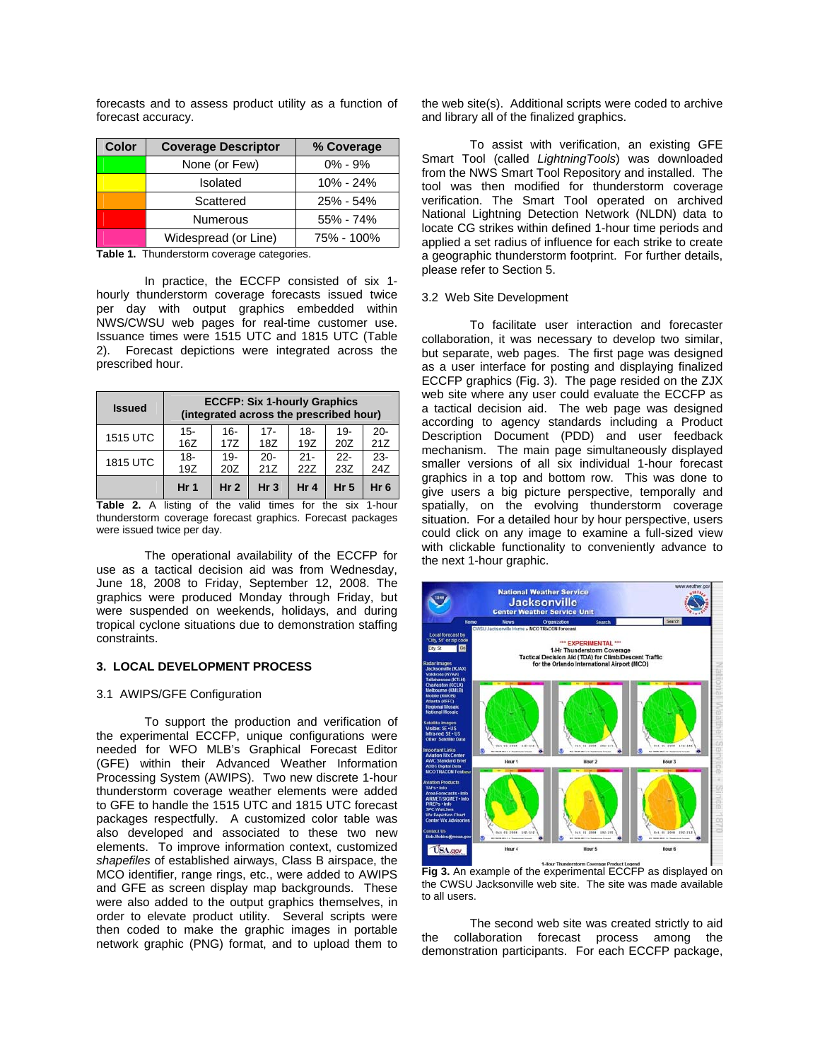forecasts and to assess product utility as a function of forecast accuracy.

| Color | Coverage Descriptor | % Coverage |
| --- | --- | --- |
| | None (or Few) | 0% - 9% |
| | Isolated | 10% - 24% |
| | Scattered | 25% - 54% |
| | Numerous | 55% - 74% |
| | Widespread (or Line) | 75% - 100% |

**Table 1.** Thunderstorm coverage categories.

In practice, the ECCFP consisted of six 1-hourly thunderstorm coverage forecasts issued twice per day with output graphics embedded within NWS/CWSU web pages for real-time customer use. Issuance times were 1515 UTC and 1815 UTC (Table 2). Forecast depictions were integrated across the prescribed hour.

| Issued | ECCFP: Six 1-Hourly Graphics (integrated across the prescribed hour) | | | | | |
| --- | --- | --- | --- | --- | --- | --- |
| 1515 UTC | 15-16Z | 16-17Z | 17-18Z | 18-19Z | 19-20Z | 20-21Z |
| 1815 UTC | 18-19Z | 19-20Z | 20-21Z | 21-22Z | 22-23Z | 23-24Z |
| | **Hr 1** | **Hr 2** | **Hr 3** | **Hr 4** | **Hr 5** | **Hr 6** |

**Table 2.** A listing of the valid times for the six 1-hour thunderstorm coverage forecast graphics. Forecast packages were issued twice per day.

The operational availability of the ECCFP for use as a tactical decision aid was from Wednesday, June 18, 2008 to Friday, September 12, 2008. The graphics were produced Monday through Friday, but were suspended on weekends, holidays, and during tropical cyclone situations due to demonstration staffing constraints.

## 3. LOCAL DEVELOPMENT PROCESS

### 3.1 AWIPS/GFE Configuration

To support the production and verification of the experimental ECCFP, unique configurations were needed for WFO MLB's Graphical Forecast Editor (GFE) within their Advanced Weather Information Processing System (AWIPS). Two new discrete 1-hour thunderstorm coverage weather elements were added to GFE to handle the 1515 UTC and 1815 UTC forecast packages respectfully. A customized color table was also developed and associated to these two new elements. To improve information context, customized *shapefiles* of established airways, Class B airspace, the MCO identifier, range rings, etc., were added to AWIPS and GFE as screen display map backgrounds. These were also added to the output graphics themselves, in order to elevate product utility. Several scripts were then coded to make the graphic images in portable network graphic (PNG) format, and to upload them to the web site(s). Additional scripts were coded to archive and library all of the finalized graphics.

To assist with verification, an existing GFE Smart Tool (called *LightningTools*) was downloaded from the NWS Smart Tool Repository and installed. The tool was then modified for thunderstorm coverage verification. The Smart Tool operated on archived National Lightning Detection Network (NLDN) data to locate CG strikes within defined 1-hour time periods and applied a set radius of influence for each strike to create a geographic thunderstorm footprint. For further details, please refer to Section 5.

### 3.2 Web Site Development

To facilitate user interaction and forecaster collaboration, it was necessary to develop two similar, but separate, web pages. The first page was designed as a user interface for posting and displaying finalized ECCFP graphics (Fig. 3). The page resided on the ZJX web site where any user could evaluate the ECCFP as a tactical decision aid. The web page was designed according to agency standards including a Product Description Document (PDD) and user feedback mechanism. The main page simultaneously displayed smaller versions of all six individual 1-hour forecast graphics in a top and bottom row. This was done to give users a big picture perspective, temporally and spatially, on the evolving thunderstorm coverage situation. For a detailed hour by hour perspective, users could click on any image to examine a full-sized view with clickable functionality to conveniently advance to the next 1-hour graphic.

**Fig 3.** An example of the experimental ECCFP as displayed on the CWSU Jacksonville web site. The site was made available to all users.

The second web site was created strictly to aid the collaboration forecast process among the demonstration participants. For each ECCFP package,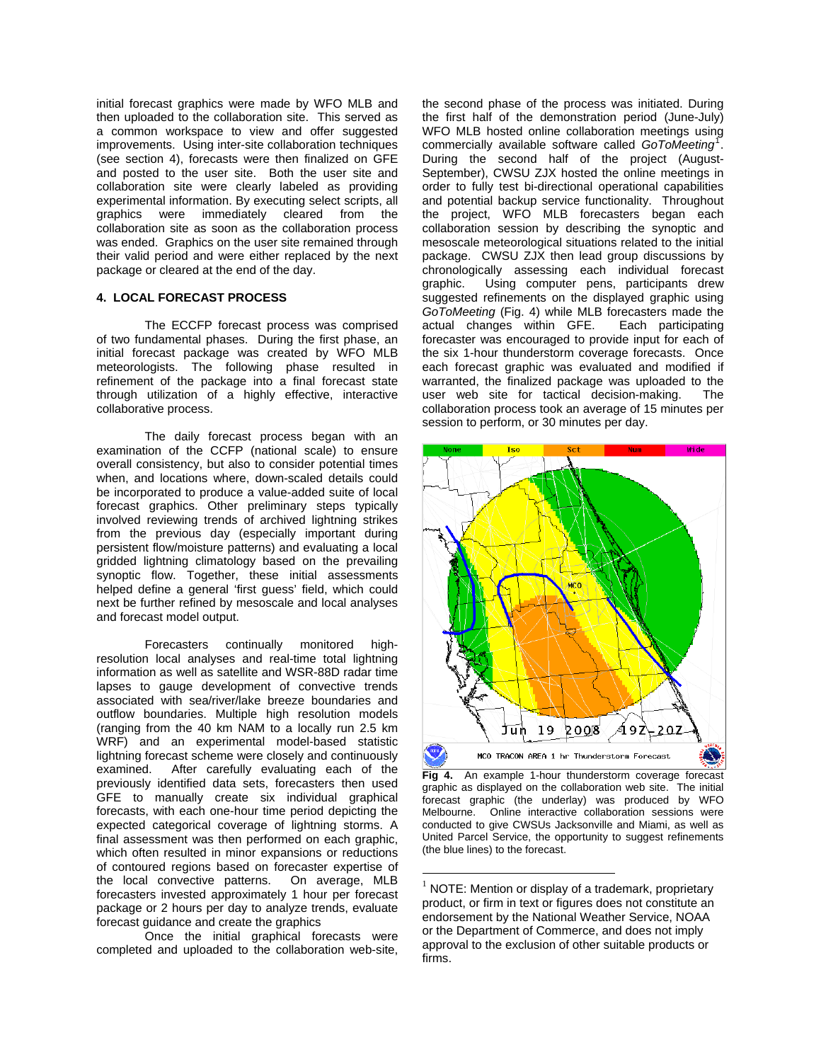initial forecast graphics were made by WFO MLB and then uploaded to the collaboration site. This served as a common workspace to view and offer suggested improvements. Using inter-site collaboration techniques (see section 4), forecasts were then finalized on GFE and posted to the user site. Both the user site and collaboration site were clearly labeled as providing experimental information. By executing select scripts, all graphics were immediately cleared from the collaboration site as soon as the collaboration process was ended. Graphics on the user site remained through their valid period and were either replaced by the next package or cleared at the end of the day.

## 4. LOCAL FORECAST PROCESS

The ECCFP forecast process was comprised of two fundamental phases. During the first phase, an initial forecast package was created by WFO MLB meteorologists. The following phase resulted in refinement of the package into a final forecast state through utilization of a highly effective, interactive collaborative process.

The daily forecast process began with an examination of the CCFP (national scale) to ensure overall consistency, but also to consider potential times when, and locations where, down-scaled details could be incorporated to produce a value-added suite of local forecast graphics. Other preliminary steps typically involved reviewing trends of archived lightning strikes from the previous day (especially important during persistent flow/moisture patterns) and evaluating a local gridded lightning climatology based on the prevailing synoptic flow. Together, these initial assessments helped define a general 'first guess' field, which could next be further refined by mesoscale and local analyses and forecast model output.

Forecasters continually monitored high-resolution local analyses and real-time total lightning information as well as satellite and WSR-88D radar time lapses to gauge development of convective trends associated with sea/river/lake breeze boundaries and outflow boundaries. Multiple high resolution models (ranging from the 40 km NAM to a locally run 2.5 km WRF) and an experimental model-based statistic lightning forecast scheme were closely and continuously examined. After carefully evaluating each of the previously identified data sets, forecasters then used GFE to manually create six individual graphical forecasts, with each one-hour time period depicting the expected categorical coverage of lightning storms. A final assessment was then performed on each graphic, which often resulted in minor expansions or reductions of contoured regions based on forecaster expertise of the local convective patterns. On average, MLB forecasters invested approximately 1 hour per forecast package or 2 hours per day to analyze trends, evaluate forecast guidance and create the graphics

Once the initial graphical forecasts were completed and uploaded to the collaboration web-site, the second phase of the process was initiated. During the first half of the demonstration period (June-July) WFO MLB hosted online collaboration meetings using commercially available software called *GoToMeeting*[1]. During the second half of the project (August-September), CWSU ZJX hosted the online meetings in order to fully test bi-directional operational capabilities and potential backup service functionality. Throughout the project, WFO MLB forecasters began each collaboration session by describing the synoptic and mesoscale meteorological situations related to the initial package. CWSU ZJX then lead group discussions by chronologically assessing each individual forecast graphic. Using computer pens, participants drew suggested refinements on the displayed graphic using *GoToMeeting* (Fig. 4) while MLB forecasters made the actual changes within GFE. Each participating forecaster was encouraged to provide input for each of the six 1-hour thunderstorm coverage forecasts. Once each forecast graphic was evaluated and modified if warranted, the finalized package was uploaded to the user web site for tactical decision-making. The collaboration process took an average of 15 minutes per session to perform, or 30 minutes per day.

**Fig 4.** An example 1-hour thunderstorm coverage forecast graphic as displayed on the collaboration web site. The initial forecast graphic (the underlay) was produced by WFO Melbourne. Online interactive collaboration sessions were conducted to give CWSUs Jacksonville and Miami, as well as United Parcel Service, the opportunity to suggest refinements (the blue lines) to the forecast.

[1] NOTE: Mention or display of a trademark, proprietary product, or firm in text or figures does not constitute an endorsement by the National Weather Service, NOAA or the Department of Commerce, and does not imply approval to the exclusion of other suitable products or firms.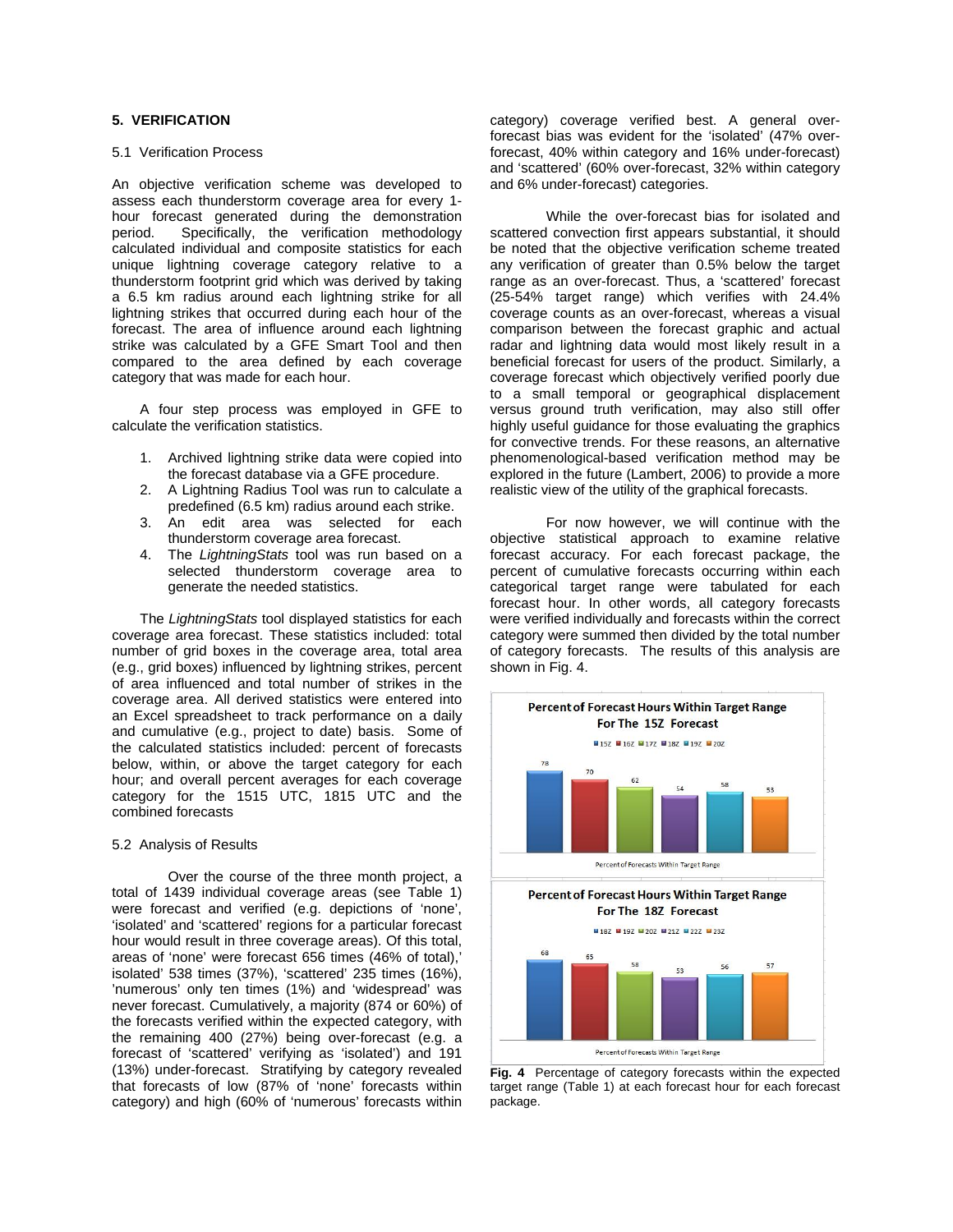## 5. VERIFICATION

### 5.1 Verification Process

An objective verification scheme was developed to assess each thunderstorm coverage area for every 1-hour forecast generated during the demonstration period. Specifically, the verification methodology calculated individual and composite statistics for each unique lightning coverage category relative to a thunderstorm footprint grid which was derived by taking a 6.5 km radius around each lightning strike for all lightning strikes that occurred during each hour of the forecast. The area of influence around each lightning strike was calculated by a GFE Smart Tool and then compared to the area defined by each coverage category that was made for each hour.

A four step process was employed in GFE to calculate the verification statistics.

1. Archived lightning strike data were copied into the forecast database via a GFE procedure.
2. A Lightning Radius Tool was run to calculate a predefined (6.5 km) radius around each strike.
3. An edit area was selected for each thunderstorm coverage area forecast.
4. The *LightningStats* tool was run based on a selected thunderstorm coverage area to generate the needed statistics.

The *LightningStats* tool displayed statistics for each coverage area forecast. These statistics included: total number of grid boxes in the coverage area, total area (e.g., grid boxes) influenced by lightning strikes, percent of area influenced and total number of strikes in the coverage area. All derived statistics were entered into an Excel spreadsheet to track performance on a daily and cumulative (e.g., project to date) basis. Some of the calculated statistics included: percent of forecasts below, within, or above the target category for each hour; and overall percent averages for each coverage category for the 1515 UTC, 1815 UTC and the combined forecasts

### 5.2 Analysis of Results

Over the course of the three month project, a total of 1439 individual coverage areas (see Table 1) were forecast and verified (e.g. depictions of 'none', 'isolated' and 'scattered' regions for a particular forecast hour would result in three coverage areas). Of this total, areas of 'none' were forecast 656 times (46% of total),' isolated' 538 times (37%), 'scattered' 235 times (16%), 'numerous' only ten times (1%) and 'widespread' was never forecast. Cumulatively, a majority (874 or 60%) of the forecasts verified within the expected category, with the remaining 400 (27%) being over-forecast (e.g. a forecast of 'scattered' verifying as 'isolated') and 191 (13%) under-forecast. Stratifying by category revealed that forecasts of low (87% of 'none' forecasts within category) and high (60% of 'numerous' forecasts within category) coverage verified best. A general over-forecast bias was evident for the 'isolated' (47% over-forecast, 40% within category and 16% under-forecast) and 'scattered' (60% over-forecast, 32% within category and 6% under-forecast) categories.

While the over-forecast bias for isolated and scattered convection first appears substantial, it should be noted that the objective verification scheme treated any verification of greater than 0.5% below the target range as an over-forecast. Thus, a 'scattered' forecast (25-54% target range) which verifies with 24.4% coverage counts as an over-forecast, whereas a visual comparison between the forecast graphic and actual radar and lightning data would most likely result in a beneficial forecast for users of the product. Similarly, a coverage forecast which objectively verified poorly due to a small temporal or geographical displacement versus ground truth verification, may also still offer highly useful guidance for those evaluating the graphics for convective trends. For these reasons, an alternative phenomenological-based verification method may be explored in the future (Lambert, 2006) to provide a more realistic view of the utility of the graphical forecasts.

For now however, we will continue with the objective statistical approach to examine relative forecast accuracy. For each forecast package, the percent of cumulative forecasts occurring within each categorical target range were tabulated for each forecast hour. In other words, all category forecasts were verified individually and forecasts within the correct category were summed then divided by the total number of category forecasts. The results of this analysis are shown in Fig. 4.

**Percent of Forecast Hours Within Target Range For The 15Z Forecast**

| 15Z | 16Z | 17Z | 18Z | 19Z | 20Z |
|---|---|---|---|---|---|
| 78 | 70 | 62 | 54 | 58 | 53 |

Percent of Forecasts Within Target Range

**Percent of Forecast Hours Within Target Range For The 18Z Forecast**

| 18Z | 19Z | 20Z | 21Z | 22Z | 23Z |
|---|---|---|---|---|---|
| 68 | 65 | 58 | 53 | 56 | 57 |

Percent of Forecasts Within Target Range

**Fig. 4** Percentage of category forecasts within the expected target range (Table 1) at each forecast hour for each forecast package.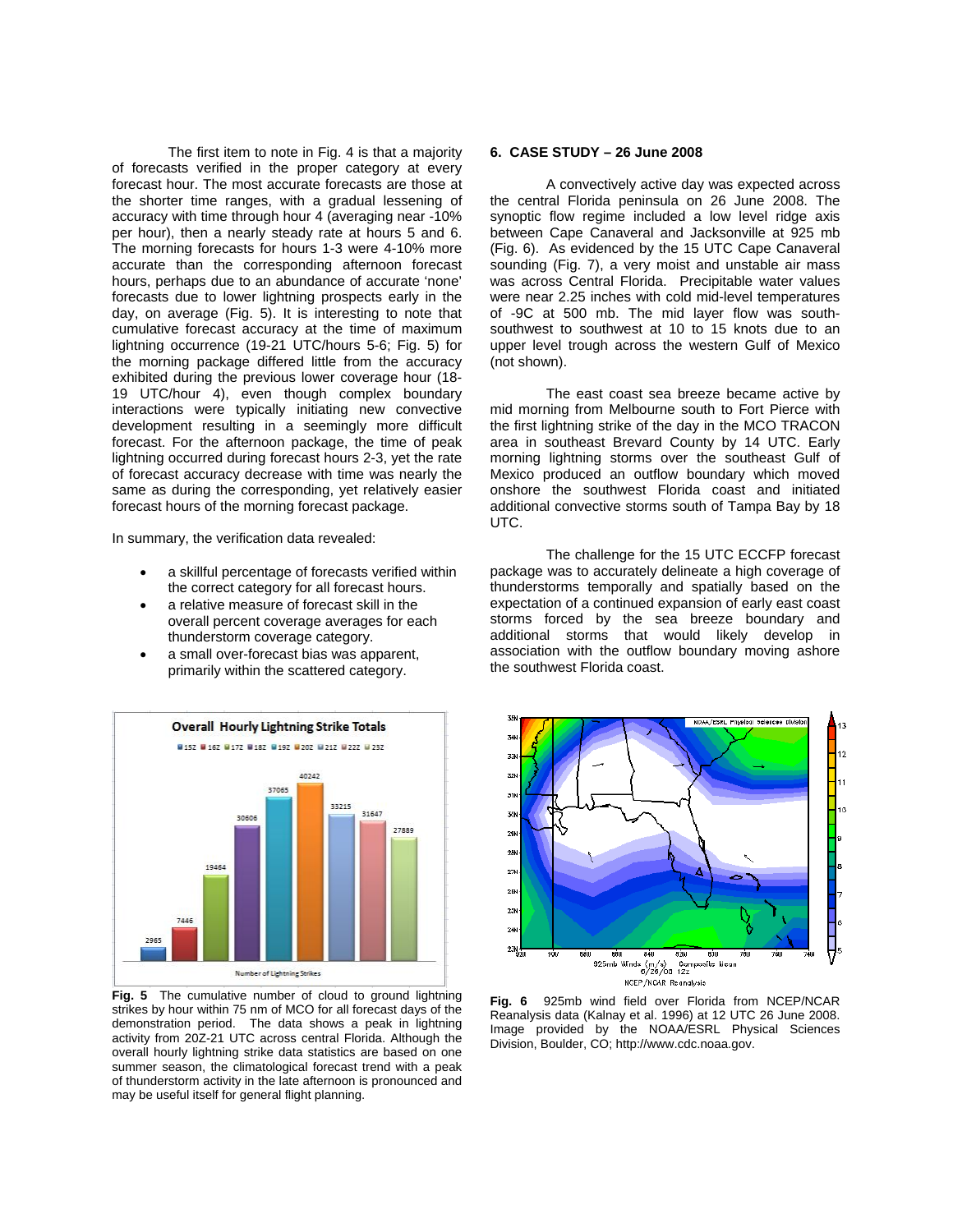The first item to note in Fig. 4 is that a majority of forecasts verified in the proper category at every forecast hour. The most accurate forecasts are those at the shorter time ranges, with a gradual lessening of accuracy with time through hour 4 (averaging near -10% per hour), then a nearly steady rate at hours 5 and 6. The morning forecasts for hours 1-3 were 4-10% more accurate than the corresponding afternoon forecast hours, perhaps due to an abundance of accurate 'none' forecasts due to lower lightning prospects early in the day, on average (Fig. 5). It is interesting to note that cumulative forecast accuracy at the time of maximum lightning occurrence (19-21 UTC/hours 5-6; Fig. 5) for the morning package differed little from the accuracy exhibited during the previous lower coverage hour (18-19 UTC/hour 4), even though complex boundary interactions were typically initiating new convective development resulting in a seemingly more difficult forecast. For the afternoon package, the time of peak lightning occurred during forecast hours 2-3, yet the rate of forecast accuracy decrease with time was nearly the same as during the corresponding, yet relatively easier forecast hours of the morning forecast package.

In summary, the verification data revealed:

- a skillful percentage of forecasts verified within the correct category for all forecast hours.
- a relative measure of forecast skill in the overall percent coverage averages for each thunderstorm coverage category.
- a small over-forecast bias was apparent, primarily within the scattered category.

**Fig. 5** The cumulative number of cloud to ground lightning strikes by hour within 75 nm of MCO for all forecast days of the demonstration period. The data shows a peak in lightning activity from 20Z-21 UTC across central Florida. Although the overall hourly lightning strike data statistics are based on one summer season, the climatological forecast trend with a peak of thunderstorm activity in the late afternoon is pronounced and may be useful itself for general flight planning.

## 6. CASE STUDY – 26 June 2008

A convectively active day was expected across the central Florida peninsula on 26 June 2008. The synoptic flow regime included a low level ridge axis between Cape Canaveral and Jacksonville at 925 mb (Fig. 6). As evidenced by the 15 UTC Cape Canaveral sounding (Fig. 7), a very moist and unstable air mass was across Central Florida. Precipitable water values were near 2.25 inches with cold mid-level temperatures of -9C at 500 mb. The mid layer flow was south-southwest to southwest at 10 to 15 knots due to an upper level trough across the western Gulf of Mexico (not shown).

The east coast sea breeze became active by mid morning from Melbourne south to Fort Pierce with the first lightning strike of the day in the MCO TRACON area in southeast Brevard County by 14 UTC. Early morning lightning storms over the southeast Gulf of Mexico produced an outflow boundary which moved onshore the southwest Florida coast and initiated additional convective storms south of Tampa Bay by 18 UTC.

The challenge for the 15 UTC ECCFP forecast package was to accurately delineate a high coverage of thunderstorms temporally and spatially based on the expectation of a continued expansion of early east coast storms forced by the sea breeze boundary and additional storms that would likely develop in association with the outflow boundary moving ashore the southwest Florida coast.

**Fig. 6** 925mb wind field over Florida from NCEP/NCAR Reanalysis data (Kalnay et al. 1996) at 12 UTC 26 June 2008. Image provided by the NOAA/ESRL Physical Sciences Division, Boulder, CO; http://www.cdc.noaa.gov.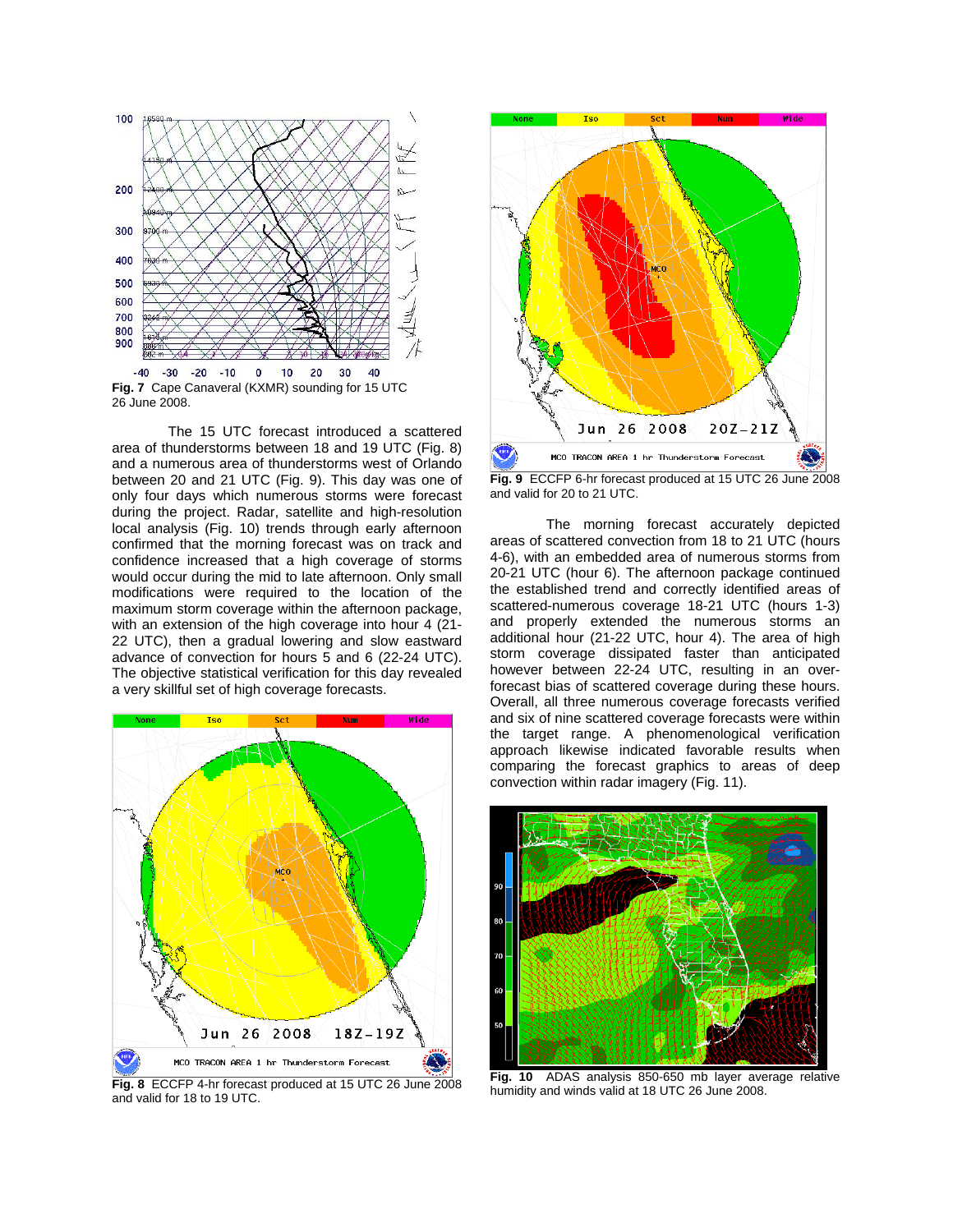Fig. 7 Cape Canaveral (KXMR) sounding for 15 UTC 26 June 2008.

The 15 UTC forecast introduced a scattered area of thunderstorms between 18 and 19 UTC (Fig. 8) and a numerous area of thunderstorms west of Orlando between 20 and 21 UTC (Fig. 9). This day was one of only four days which numerous storms were forecast during the project. Radar, satellite and high-resolution local analysis (Fig. 10) trends through early afternoon confirmed that the morning forecast was on track and confidence increased that a high coverage of storms would occur during the mid to late afternoon. Only small modifications were required to the location of the maximum storm coverage within the afternoon package, with an extension of the high coverage into hour 4 (21-22 UTC), then a gradual lowering and slow eastward advance of convection for hours 5 and 6 (22-24 UTC). The objective statistical verification for this day revealed a very skillful set of high coverage forecasts.

**Fig. 8** ECCFP 4-hr forecast produced at 15 UTC 26 June 2008 and valid for 18 to 19 UTC.

**Fig. 9** ECCFP 6-hr forecast produced at 15 UTC 26 June 2008 and valid for 20 to 21 UTC.

The morning forecast accurately depicted areas of scattered convection from 18 to 21 UTC (hours 4-6), with an embedded area of numerous storms from 20-21 UTC (hour 6). The afternoon package continued the established trend and correctly identified areas of scattered-numerous coverage 18-21 UTC (hours 1-3) and properly extended the numerous storms an additional hour (21-22 UTC, hour 4). The area of high storm coverage dissipated faster than anticipated however between 22-24 UTC, resulting in an over-forecast bias of scattered coverage during these hours. Overall, all three numerous coverage forecasts verified and six of nine scattered coverage forecasts were within the target range. A phenomenological verification approach likewise indicated favorable results when comparing the forecast graphics to areas of deep convection within radar imagery (Fig. 11).

**Fig. 10** ADAS analysis 850-650 mb layer average relative humidity and winds valid at 18 UTC 26 June 2008.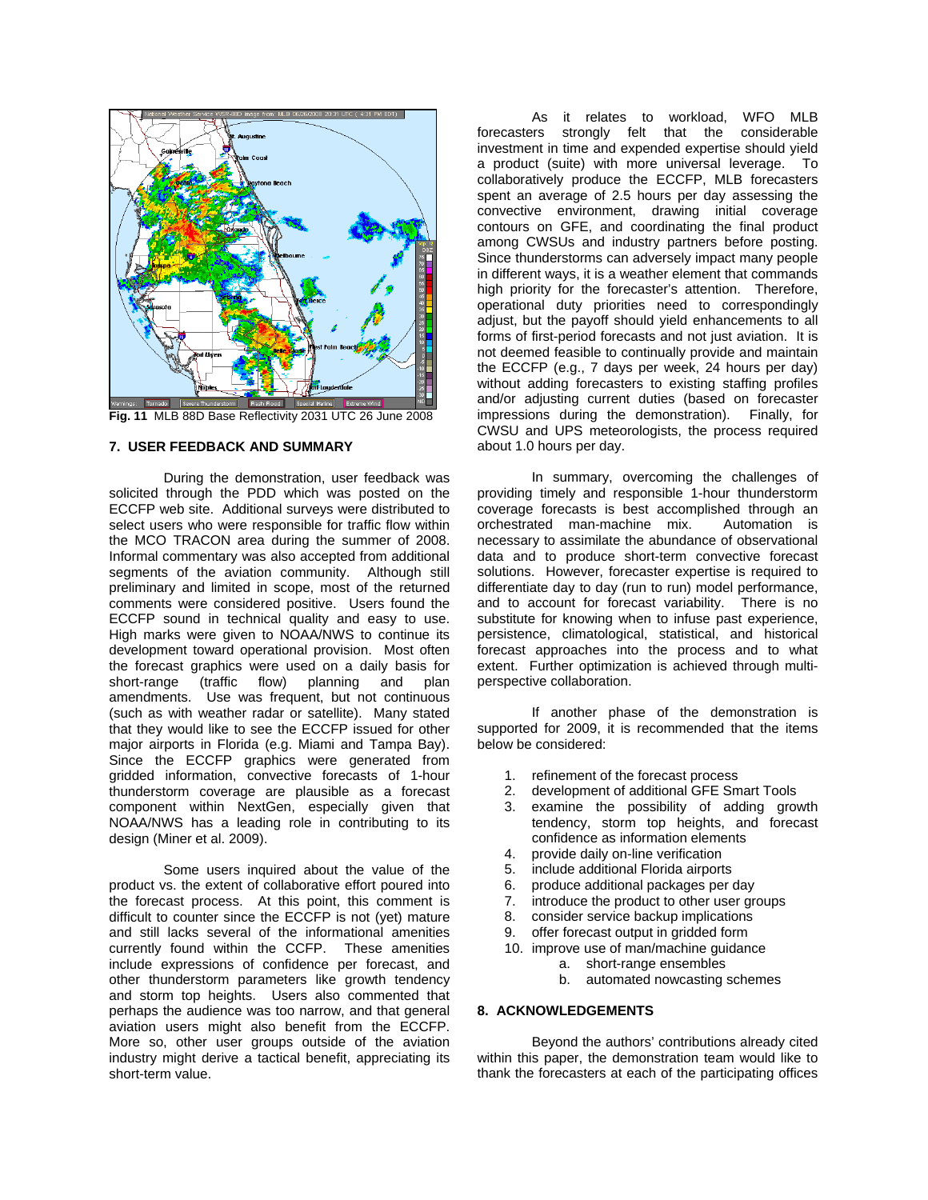**Fig. 11** MLB 88D Base Reflectivity 2031 UTC 26 June 2008

## 7. USER FEEDBACK AND SUMMARY

During the demonstration, user feedback was solicited through the PDD which was posted on the ECCFP web site. Additional surveys were distributed to select users who were responsible for traffic flow within the MCO TRACON area during the summer of 2008. Informal commentary was also accepted from additional segments of the aviation community. Although still preliminary and limited in scope, most of the returned comments were considered positive. Users found the ECCFP sound in technical quality and easy to use. High marks were given to NOAA/NWS to continue its development toward operational provision. Most often the forecast graphics were used on a daily basis for short-range (traffic flow) planning and plan amendments. Use was frequent, but not continuous (such as with weather radar or satellite). Many stated that they would like to see the ECCFP issued for other major airports in Florida (e.g. Miami and Tampa Bay). Since the ECCFP graphics were generated from gridded information, convective forecasts of 1-hour thunderstorm coverage are plausible as a forecast component within NextGen, especially given that NOAA/NWS has a leading role in contributing to its design (Miner et al. 2009).

Some users inquired about the value of the product vs. the extent of collaborative effort poured into the forecast process. At this point, this comment is difficult to counter since the ECCFP is not (yet) mature and still lacks several of the informational amenities currently found within the CCFP. These amenities include expressions of confidence per forecast, and other thunderstorm parameters like growth tendency and storm top heights. Users also commented that perhaps the audience was too narrow, and that general aviation users might also benefit from the ECCFP. More so, other user groups outside of the aviation industry might derive a tactical benefit, appreciating its short-term value.

As it relates to workload, WFO MLB forecasters strongly felt that the considerable investment in time and expended expertise should yield a product (suite) with more universal leverage. To collaboratively produce the ECCFP, MLB forecasters spent an average of 2.5 hours per day assessing the convective environment, drawing initial coverage contours on GFE, and coordinating the final product among CWSUs and industry partners before posting. Since thunderstorms can adversely impact many people in different ways, it is a weather element that commands high priority for the forecaster's attention. Therefore, operational duty priorities need to correspondingly adjust, but the payoff should yield enhancements to all forms of first-period forecasts and not just aviation. It is not deemed feasible to continually provide and maintain the ECCFP (e.g., 7 days per week, 24 hours per day) without adding forecasters to existing staffing profiles and/or adjusting current duties (based on forecaster impressions during the demonstration). Finally, for CWSU and UPS meteorologists, the process required about 1.0 hours per day.

In summary, overcoming the challenges of providing timely and responsible 1-hour thunderstorm coverage forecasts is best accomplished through an orchestrated man-machine mix. Automation is necessary to assimilate the abundance of observational data and to produce short-term convective forecast solutions. However, forecaster expertise is required to differentiate day to day (run to run) model performance, and to account for forecast variability. There is no substitute for knowing when to infuse past experience, persistence, climatological, statistical, and historical forecast approaches into the process and to what extent. Further optimization is achieved through multi-perspective collaboration.

If another phase of the demonstration is supported for 2009, it is recommended that the items below be considered:

1. refinement of the forecast process
2. development of additional GFE Smart Tools
3. examine the possibility of adding growth tendency, storm top heights, and forecast confidence as information elements
4. provide daily on-line verification
5. include additional Florida airports
6. produce additional packages per day
7. introduce the product to other user groups
8. consider service backup implications
9. offer forecast output in gridded form
10. improve use of man/machine guidance
    a. short-range ensembles
    b. automated nowcasting schemes

## 8. ACKNOWLEDGEMENTS

Beyond the authors' contributions already cited within this paper, the demonstration team would like to thank the forecasters at each of the participating offices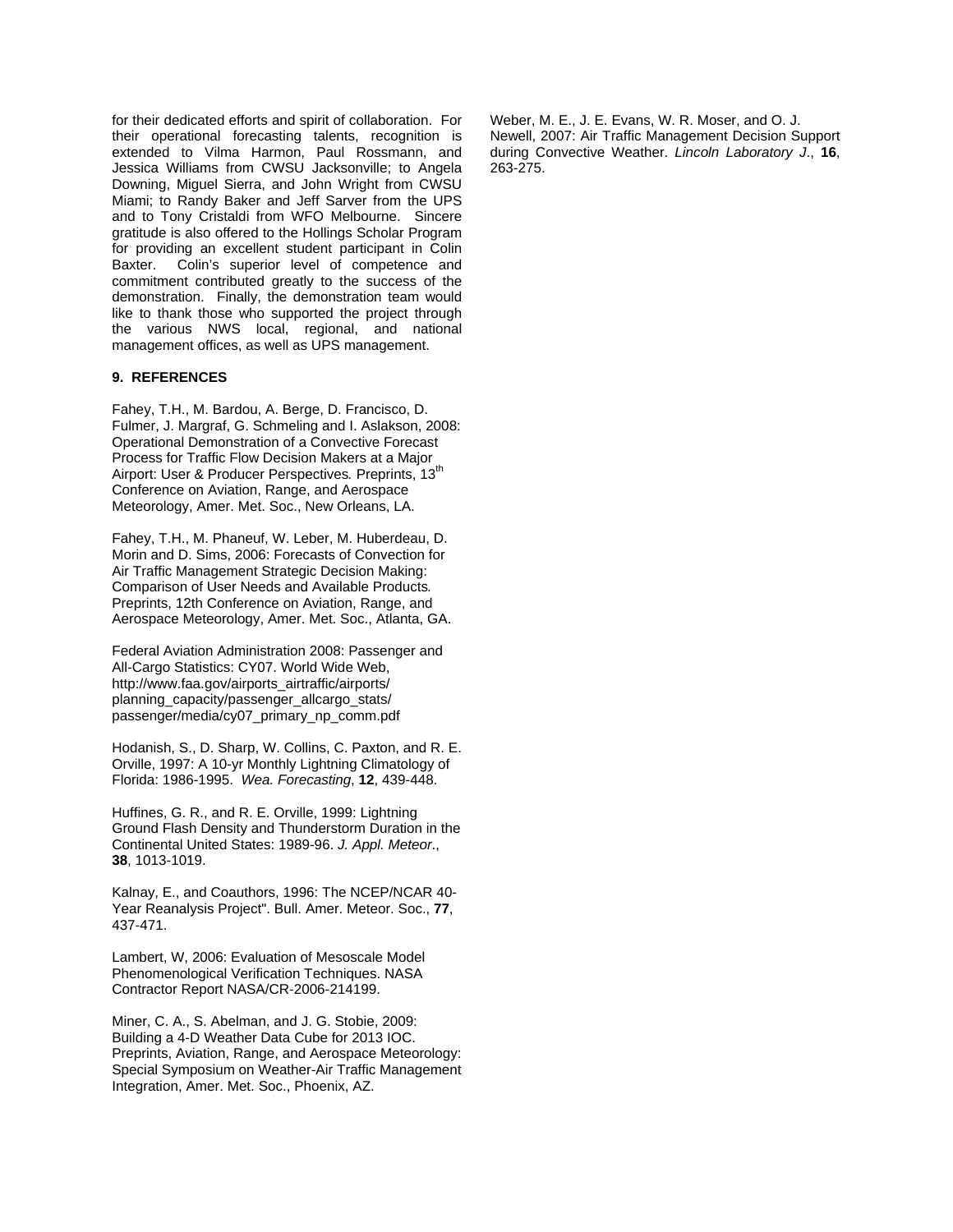for their dedicated efforts and spirit of collaboration. For their operational forecasting talents, recognition is extended to Vilma Harmon, Paul Rossmann, and Jessica Williams from CWSU Jacksonville; to Angela Downing, Miguel Sierra, and John Wright from CWSU Miami; to Randy Baker and Jeff Sarver from the UPS and to Tony Cristaldi from WFO Melbourne. Sincere gratitude is also offered to the Hollings Scholar Program for providing an excellent student participant in Colin Baxter. Colin's superior level of competence and commitment contributed greatly to the success of the demonstration. Finally, the demonstration team would like to thank those who supported the project through the various NWS local, regional, and national management offices, as well as UPS management.

## 9. REFERENCES

Fahey, T.H., M. Bardou, A. Berge, D. Francisco, D. Fulmer, J. Margraf, G. Schmeling and I. Aslakson, 2008: Operational Demonstration of a Convective Forecast Process for Traffic Flow Decision Makers at a Major Airport: User & Producer Perspectives*.* Preprints, 13th Conference on Aviation, Range, and Aerospace Meteorology, Amer. Met. Soc., New Orleans, LA.

Fahey, T.H., M. Phaneuf, W. Leber, M. Huberdeau, D. Morin and D. Sims, 2006: Forecasts of Convection for Air Traffic Management Strategic Decision Making: Comparison of User Needs and Available Products*.* Preprints, 12th Conference on Aviation, Range, and Aerospace Meteorology, Amer. Met. Soc., Atlanta, GA.

Federal Aviation Administration 2008: Passenger and All-Cargo Statistics: CY07. World Wide Web, http://www.faa.gov/airports_airtraffic/airports/planning_capacity/passenger_allcargo_stats/passenger/media/cy07_primary_np_comm.pdf

Hodanish, S., D. Sharp, W. Collins, C. Paxton, and R. E. Orville, 1997: A 10-yr Monthly Lightning Climatology of Florida: 1986-1995. *Wea. Forecasting*, **12**, 439-448.

Huffines, G. R., and R. E. Orville, 1999: Lightning Ground Flash Density and Thunderstorm Duration in the Continental United States: 1989-96. *J. Appl. Meteor*., **38**, 1013-1019.

Kalnay, E., and Coauthors, 1996: The NCEP/NCAR 40-Year Reanalysis Project". Bull. Amer. Meteor. Soc., **77**, 437-471.

Lambert, W, 2006: Evaluation of Mesoscale Model Phenomenological Verification Techniques. NASA Contractor Report NASA/CR-2006-214199.

Miner, C. A., S. Abelman, and J. G. Stobie, 2009: Building a 4-D Weather Data Cube for 2013 IOC. Preprints, Aviation, Range, and Aerospace Meteorology: Special Symposium on Weather-Air Traffic Management Integration, Amer. Met. Soc., Phoenix, AZ.

Weber, M. E., J. E. Evans, W. R. Moser, and O. J. Newell, 2007: Air Traffic Management Decision Support during Convective Weather. *Lincoln Laboratory J*., **16**, 263-275.